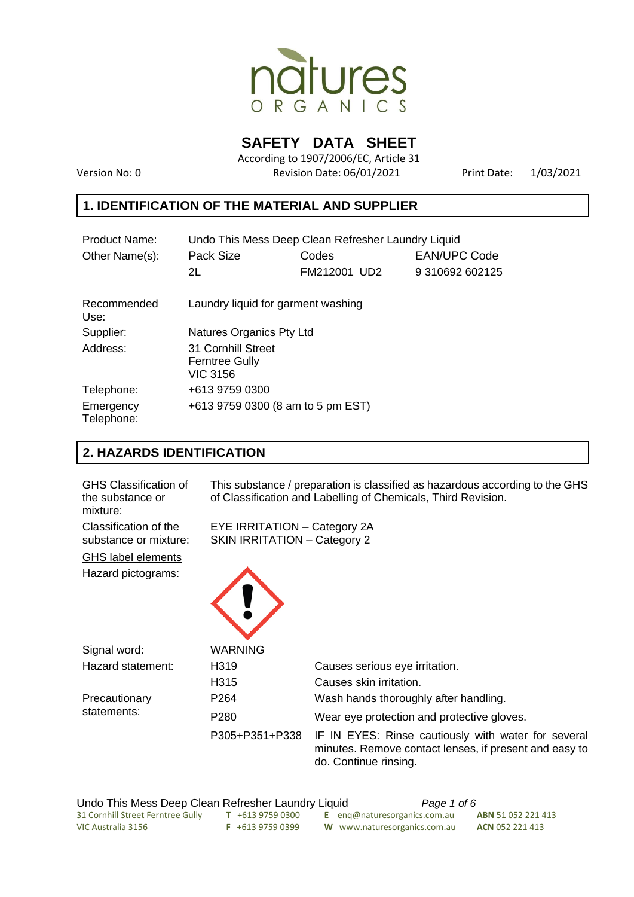natures ORGANICS

# SAFETY DATA SHEET

According to 1907/2006/EC, Article 31

Version No: 0 | Revision Date: 06/01/2021 | Print Date: 1/03/2021

## 1. IDENTIFICATION OF THE MATERIAL AND SUPPLIER

| | | | |
|---|---|---|---|
| Product Name: | Undo This Mess Deep Clean Refresher Laundry Liquid | | |
| Other Name(s): | Pack Size | Codes | EAN/UPC Code |
| | 2L | FM212001 UD2 | 9 310692 602125 |
| Recommended Use: | Laundry liquid for garment washing | | |
| Supplier: | Natures Organics Pty Ltd | | |
| Address: | 31 Cornhill Street<br>Ferntree Gully<br>VIC 3156 | | |
| Telephone: | +613 9759 0300 | | |
| Emergency Telephone: | +613 9759 0300 (8 am to 5 pm EST) | | |

## 2. HAZARDS IDENTIFICATION

**GHS Classification of the substance or mixture:** This substance / preparation is classified as hazardous according to the GHS of Classification and Labelling of Chemicals, Third Revision.

**Classification of the substance or mixture:**
EYE IRRITATION – Category 2A
SKIN IRRITATION – Category 2

<u>GHS label elements</u>

**Hazard pictograms:** [Exclamation mark pictogram]

**Signal word:** WARNING

| | | |
|---|---|---|
| Hazard statement: | H319 | Causes serious eye irritation. |
| | H315 | Causes skin irritation. |
| Precautionary statements: | P264 | Wash hands thoroughly after handling. |
| | P280 | Wear eye protection and protective gloves. |
| | P305+P351+P338 | IF IN EYES: Rinse cautiously with water for several minutes. Remove contact lenses, if present and easy to do. Continue rinsing. |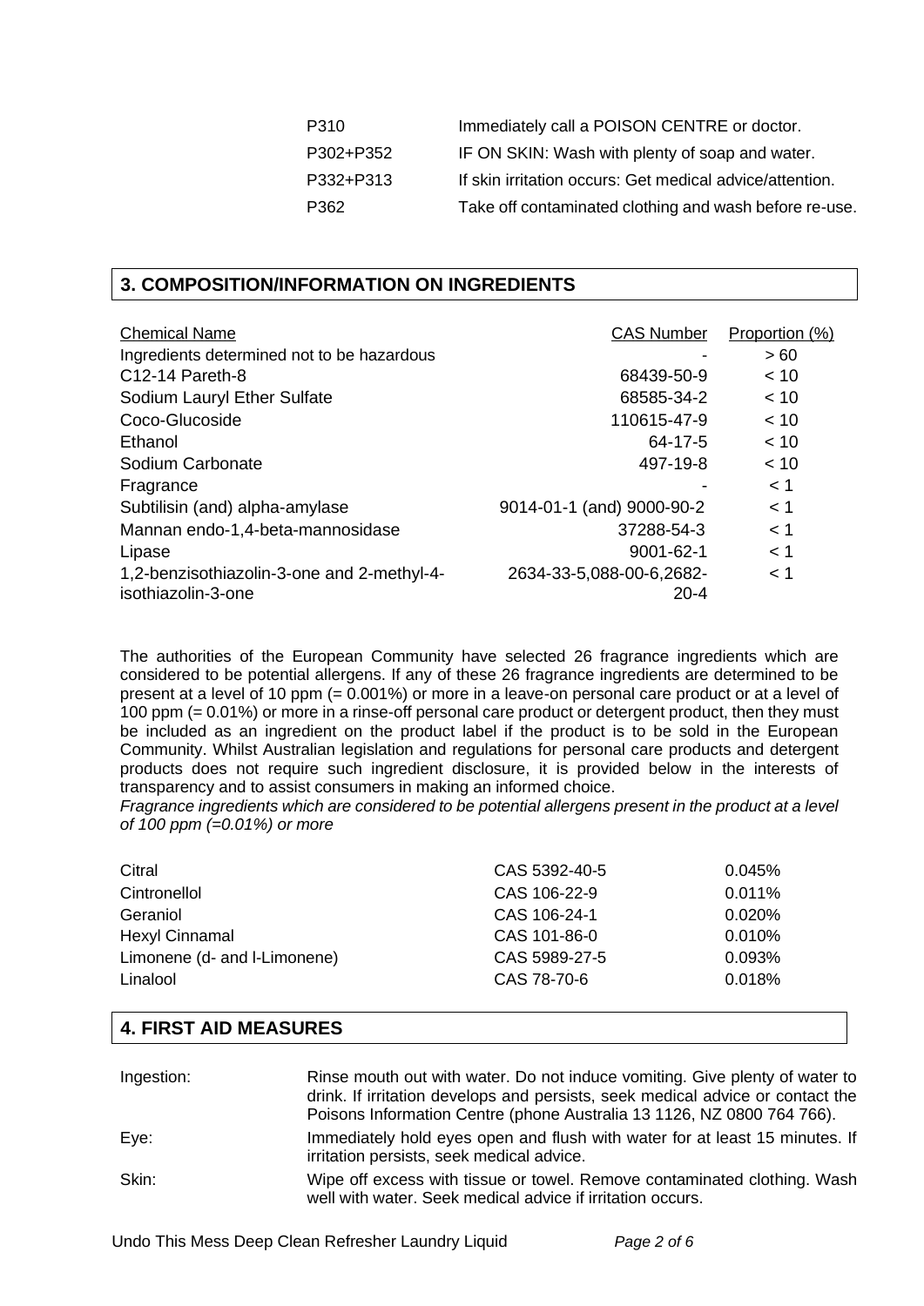| | |
|---|---|
| P310 | Immediately call a POISON CENTRE or doctor. |
| P302+P352 | IF ON SKIN: Wash with plenty of soap and water. |
| P332+P313 | If skin irritation occurs: Get medical advice/attention. |
| P362 | Take off contaminated clothing and wash before re-use. |

## 3. COMPOSITION/INFORMATION ON INGREDIENTS

| Chemical Name | CAS Number | Proportion (%) |
|---|---|---|
| Ingredients determined not to be hazardous | - | > 60 |
| C12-14 Pareth-8 | 68439-50-9 | < 10 |
| Sodium Lauryl Ether Sulfate | 68585-34-2 | < 10 |
| Coco-Glucoside | 110615-47-9 | < 10 |
| Ethanol | 64-17-5 | < 10 |
| Sodium Carbonate | 497-19-8 | < 10 |
| Fragrance | - | < 1 |
| Subtilisin (and) alpha-amylase | 9014-01-1 (and) 9000-90-2 | < 1 |
| Mannan endo-1,4-beta-mannosidase | 37288-54-3 | < 1 |
| Lipase | 9001-62-1 | < 1 |
| 1,2-benzisothiazolin-3-one and 2-methyl-4-isothiazolin-3-one | 2634-33-5,088-00-6,2682-20-4 | < 1 |

The authorities of the European Community have selected 26 fragrance ingredients which are considered to be potential allergens. If any of these 26 fragrance ingredients are determined to be present at a level of 10 ppm (= 0.001%) or more in a leave-on personal care product or at a level of 100 ppm (= 0.01%) or more in a rinse-off personal care product or detergent product, then they must be included as an ingredient on the product label if the product is to be sold in the European Community. Whilst Australian legislation and regulations for personal care products and detergent products does not require such ingredient disclosure, it is provided below in the interests of transparency and to assist consumers in making an informed choice.

*Fragrance ingredients which are considered to be potential allergens present in the product at a level of 100 ppm (=0.01%) or more*

| | | |
|---|---|---|
| Citral | CAS 5392-40-5 | 0.045% |
| Cintronellol | CAS 106-22-9 | 0.011% |
| Geraniol | CAS 106-24-1 | 0.020% |
| Hexyl Cinnamal | CAS 101-86-0 | 0.010% |
| Limonene (d- and l-Limonene) | CAS 5989-27-5 | 0.093% |
| Linalool | CAS 78-70-6 | 0.018% |

## 4. FIRST AID MEASURES

| | |
|---|---|
| Ingestion: | Rinse mouth out with water. Do not induce vomiting. Give plenty of water to drink. If irritation develops and persists, seek medical advice or contact the Poisons Information Centre (phone Australia 13 1126, NZ 0800 764 766). |
| Eye: | Immediately hold eyes open and flush with water for at least 15 minutes. If irritation persists, seek medical advice. |
| Skin: | Wipe off excess with tissue or towel. Remove contaminated clothing. Wash well with water. Seek medical advice if irritation occurs. |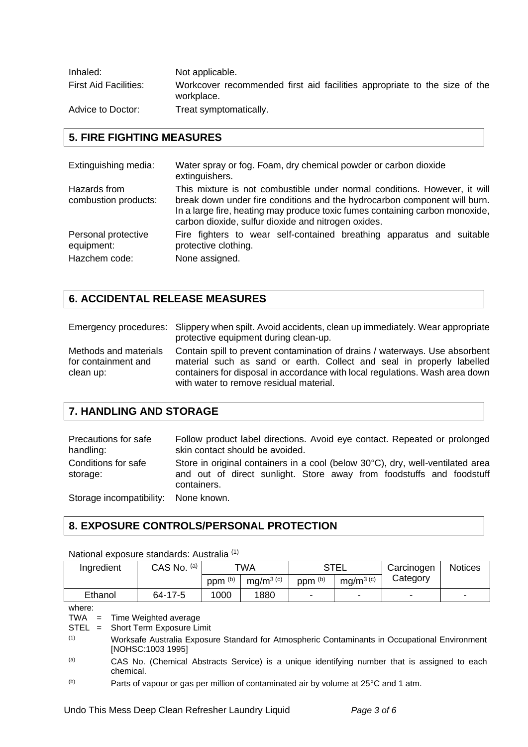Inhaled: Not applicable.

First Aid Facilities: Workcover recommended first aid facilities appropriate to the size of the workplace.

Advice to Doctor: Treat symptomatically.

## 5. FIRE FIGHTING MEASURES

Extinguishing media: Water spray or fog. Foam, dry chemical powder or carbon dioxide extinguishers.

Hazards from combustion products: This mixture is not combustible under normal conditions. However, it will break down under fire conditions and the hydrocarbon component will burn. In a large fire, heating may produce toxic fumes containing carbon monoxide, carbon dioxide, sulfur dioxide and nitrogen oxides.

Personal protective equipment: Fire fighters to wear self-contained breathing apparatus and suitable protective clothing.

Hazchem code: None assigned.

## 6. ACCIDENTAL RELEASE MEASURES

Emergency procedures: Slippery when spilt. Avoid accidents, clean up immediately. Wear appropriate protective equipment during clean-up.

Methods and materials for containment and clean up: Contain spill to prevent contamination of drains / waterways. Use absorbent material such as sand or earth. Collect and seal in properly labelled containers for disposal in accordance with local regulations. Wash area down with water to remove residual material.

## 7. HANDLING AND STORAGE

Precautions for safe handling: Follow product label directions. Avoid eye contact. Repeated or prolonged skin contact should be avoided.

Conditions for safe storage: Store in original containers in a cool (below 30°C), dry, well-ventilated area and out of direct sunlight. Store away from foodstuffs and foodstuff containers.

Storage incompatibility: None known.

## 8. EXPOSURE CONTROLS/PERSONAL PROTECTION

National exposure standards: Australia [1]

| Ingredient | CAS No. [a] | TWA | | STEL | | Carcinogen Category | Notices |
|---|---|---|---|---|---|---|---|
| | | ppm [b] | $mg/m^3$ [c] | ppm [b] | $mg/m^3$ [c] | | |
| Ethanol | 64-17-5 | 1000 | 1880 | - | - | - | - |

where:

TWA = Time Weighted average

STEL = Short Term Exposure Limit

[1] Worksafe Australia Exposure Standard for Atmospheric Contaminants in Occupational Environment [NOHSC:1003 1995]

[a] CAS No. (Chemical Abstracts Service) is a unique identifying number that is assigned to each chemical.

[b] Parts of vapour or gas per million of contaminated air by volume at 25°C and 1 atm.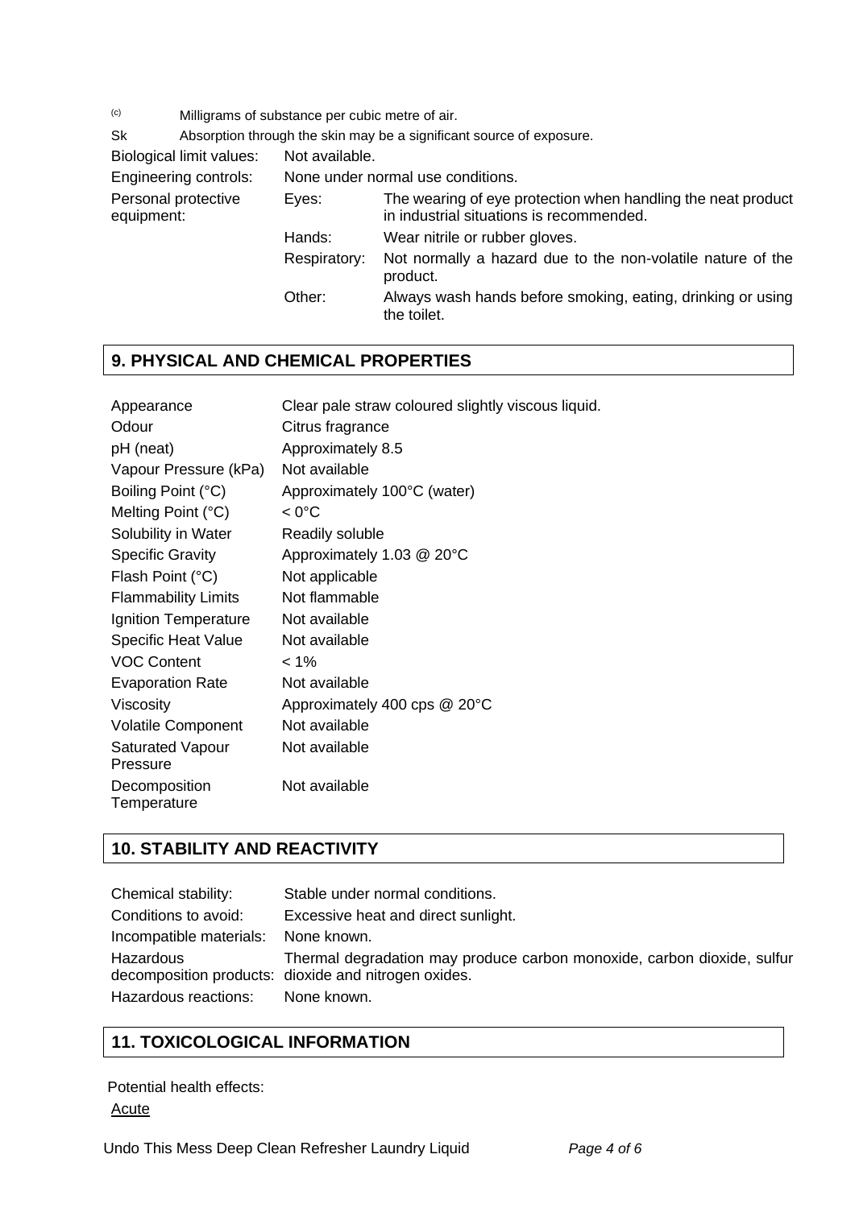(c) Milligrams of substance per cubic metre of air.

Sk Absorption through the skin may be a significant source of exposure.

| | | |
|---|---|---|
| Biological limit values: | Not available. | |
| Engineering controls: | None under normal use conditions. | |
| Personal protective equipment: | Eyes: | The wearing of eye protection when handling the neat product in industrial situations is recommended. |
| | Hands: | Wear nitrile or rubber gloves. |
| | Respiratory: | Not normally a hazard due to the non-volatile nature of the product. |
| | Other: | Always wash hands before smoking, eating, drinking or using the toilet. |

## 9. PHYSICAL AND CHEMICAL PROPERTIES

| | |
|---|---|
| Appearance | Clear pale straw coloured slightly viscous liquid. |
| Odour | Citrus fragrance |
| pH (neat) | Approximately 8.5 |
| Vapour Pressure (kPa) | Not available |
| Boiling Point (°C) | Approximately 100°C (water) |
| Melting Point (°C) | < 0°C |
| Solubility in Water | Readily soluble |
| Specific Gravity | Approximately 1.03 @ 20°C |
| Flash Point (°C) | Not applicable |
| Flammability Limits | Not flammable |
| Ignition Temperature | Not available |
| Specific Heat Value | Not available |
| VOC Content | < 1% |
| Evaporation Rate | Not available |
| Viscosity | Approximately 400 cps @ 20°C |
| Volatile Component | Not available |
| Saturated Vapour Pressure | Not available |
| Decomposition Temperature | Not available |

## 10. STABILITY AND REACTIVITY

| | |
|---|---|
| Chemical stability: | Stable under normal conditions. |
| Conditions to avoid: | Excessive heat and direct sunlight. |
| Incompatible materials: | None known. |
| Hazardous decomposition products: | Thermal degradation may produce carbon monoxide, carbon dioxide, sulfur dioxide and nitrogen oxides. |
| Hazardous reactions: | None known. |

## 11. TOXICOLOGICAL INFORMATION

Potential health effects:

Acute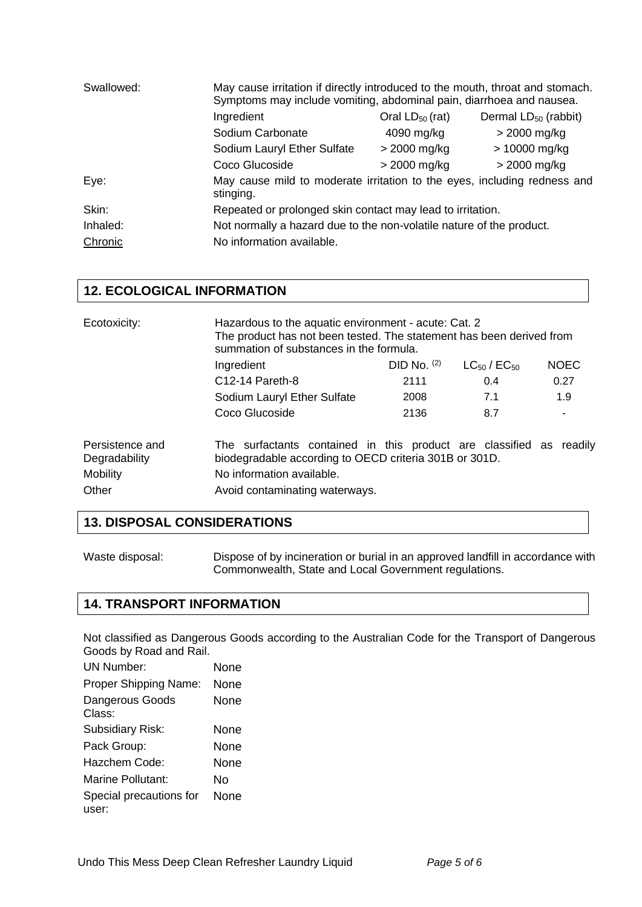| | | | |
|---|---|---|---|
| Swallowed: | May cause irritation if directly introduced to the mouth, throat and stomach. Symptoms may include vomiting, abdominal pain, diarrhoea and nausea. | | |
| | Ingredient | Oral $LD_{50}$ (rat) | Dermal $LD_{50}$ (rabbit) |
| | Sodium Carbonate | 4090 mg/kg | > 2000 mg/kg |
| | Sodium Lauryl Ether Sulfate | > 2000 mg/kg | > 10000 mg/kg |
| | Coco Glucoside | > 2000 mg/kg | > 2000 mg/kg |
| Eye: | May cause mild to moderate irritation to the eyes, including redness and stinging. | | |
| Skin: | Repeated or prolonged skin contact may lead to irritation. | | |
| Inhaled: | Not normally a hazard due to the non-volatile nature of the product. | | |
| Chronic | No information available. | | |

## 12. ECOLOGICAL INFORMATION

Ecotoxicity: Hazardous to the aquatic environment - acute: Cat. 2
The product has not been tested. The statement has been derived from summation of substances in the formula.

| Ingredient | DID No. [(2)] | $LC_{50}$ / $EC_{50}$ | NOEC |
|---|---|---|---|
| C12-14 Pareth-8 | 2111 | 0.4 | 0.27 |
| Sodium Lauryl Ether Sulfate | 2008 | 7.1 | 1.9 |
| Coco Glucoside | 2136 | 8.7 | - |

| | |
|---|---|
| Persistence and Degradability | The surfactants contained in this product are classified as readily biodegradable according to OECD criteria 301B or 301D. |
| Mobility | No information available. |
| Other | Avoid contaminating waterways. |

## 13. DISPOSAL CONSIDERATIONS

Waste disposal: Dispose of by incineration or burial in an approved landfill in accordance with Commonwealth, State and Local Government regulations.

## 14. TRANSPORT INFORMATION

Not classified as Dangerous Goods according to the Australian Code for the Transport of Dangerous Goods by Road and Rail.

| | |
|---|---|
| UN Number: | None |
| Proper Shipping Name: | None |
| Dangerous Goods Class: | None |
| Subsidiary Risk: | None |
| Pack Group: | None |
| Hazchem Code: | None |
| Marine Pollutant: | No |
| Special precautions for user: | None |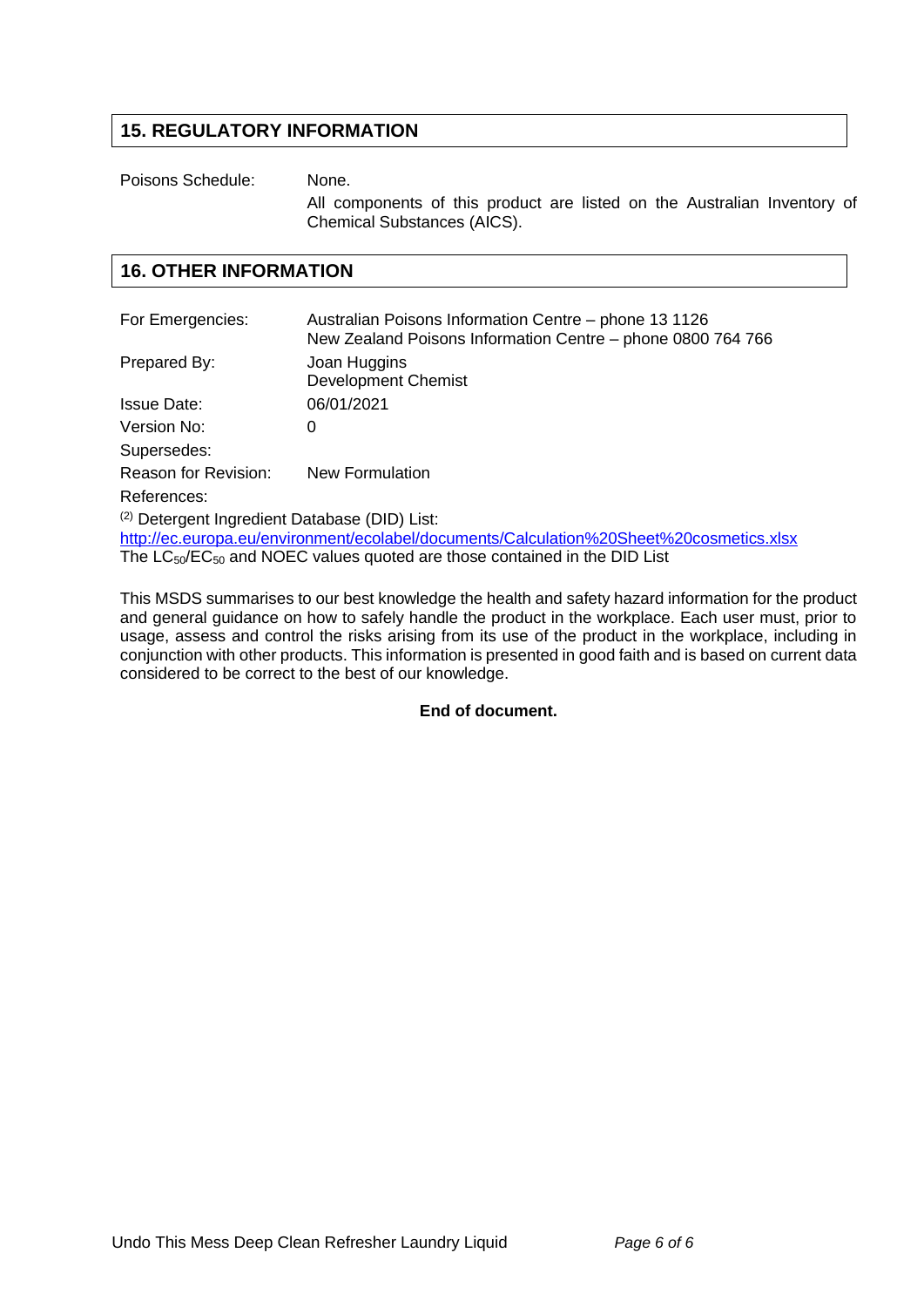## 15. REGULATORY INFORMATION

| | |
|---|---|
| Poisons Schedule: | None. |
| | All components of this product are listed on the Australian Inventory of Chemical Substances (AICS). |

## 16. OTHER INFORMATION

| | |
|---|---|
| For Emergencies: | Australian Poisons Information Centre – phone 13 1126<br>New Zealand Poisons Information Centre – phone 0800 764 766 |
| Prepared By: | Joan Huggins<br>Development Chemist |
| Issue Date: | 06/01/2021 |
| Version No: | 0 |
| Supersedes: | |
| Reason for Revision: | New Formulation |
| References: | |

(2) Detergent Ingredient Database (DID) List:
http://ec.europa.eu/environment/ecolabel/documents/Calculation%20Sheet%20cosmetics.xlsx
The $LC_{50}/EC_{50}$ and NOEC values quoted are those contained in the DID List

This MSDS summarises to our best knowledge the health and safety hazard information for the product and general guidance on how to safely handle the product in the workplace. Each user must, prior to usage, assess and control the risks arising from its use of the product in the workplace, including in conjunction with other products. This information is presented in good faith and is based on current data considered to be correct to the best of our knowledge.

**End of document.**